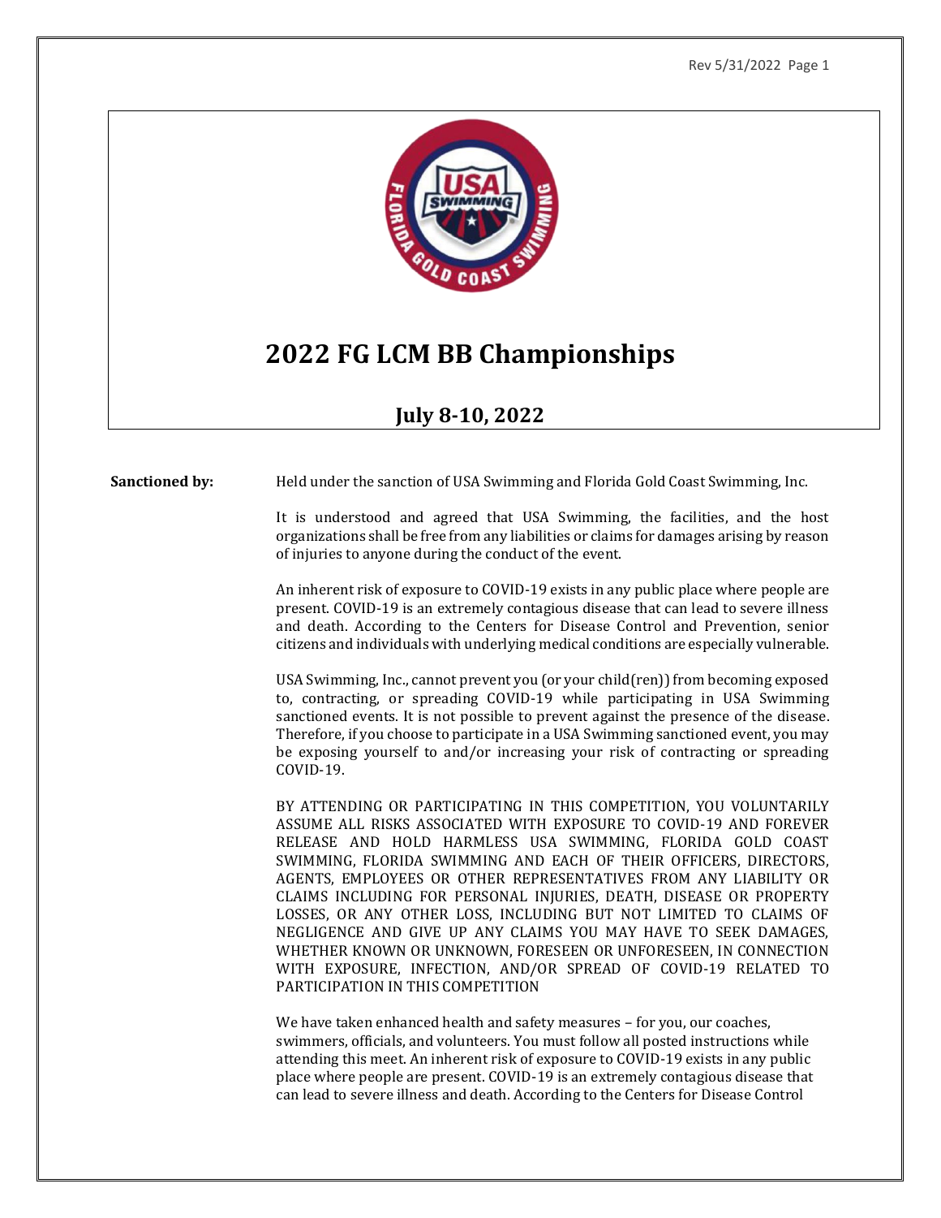# 2022 FG LCM BB Championships

## July 8-10, 2022

**Sanctioned by:** Held under the sanction of USA Swimming and Florida Gold Coast Swimming, Inc.

It is understood and agreed that USA Swimming, the facilities, and the host organizations shall be free from any liabilities or claims for damages arising by reason of injuries to anyone during the conduct of the event.

An inherent risk of exposure to COVID-19 exists in any public place where people are present. COVID-19 is an extremely contagious disease that can lead to severe illness and death. According to the Centers for Disease Control and Prevention, senior citizens and individuals with underlying medical conditions are especially vulnerable.

USA Swimming, Inc., cannot prevent you (or your child(ren)) from becoming exposed to, contracting, or spreading COVID-19 while participating in USA Swimming sanctioned events. It is not possible to prevent against the presence of the disease. Therefore, if you choose to participate in a USA Swimming sanctioned event, you may be exposing yourself to and/or increasing your risk of contracting or spreading COVID-19.

BY ATTENDING OR PARTICIPATING IN THIS COMPETITION, YOU VOLUNTARILY ASSUME ALL RISKS ASSOCIATED WITH EXPOSURE TO COVID-19 AND FOREVER RELEASE AND HOLD HARMLESS USA SWIMMING, FLORIDA GOLD COAST SWIMMING, FLORIDA SWIMMING AND EACH OF THEIR OFFICERS, DIRECTORS, AGENTS, EMPLOYEES OR OTHER REPRESENTATIVES FROM ANY LIABILITY OR CLAIMS INCLUDING FOR PERSONAL INJURIES, DEATH, DISEASE OR PROPERTY LOSSES, OR ANY OTHER LOSS, INCLUDING BUT NOT LIMITED TO CLAIMS OF NEGLIGENCE AND GIVE UP ANY CLAIMS YOU MAY HAVE TO SEEK DAMAGES, WHETHER KNOWN OR UNKNOWN, FORESEEN OR UNFORESEEN, IN CONNECTION WITH EXPOSURE, INFECTION, AND/OR SPREAD OF COVID-19 RELATED TO PARTICIPATION IN THIS COMPETITION

We have taken enhanced health and safety measures – for you, our coaches, swimmers, officials, and volunteers. You must follow all posted instructions while attending this meet. An inherent risk of exposure to COVID-19 exists in any public place where people are present. COVID-19 is an extremely contagious disease that can lead to severe illness and death. According to the Centers for Disease Control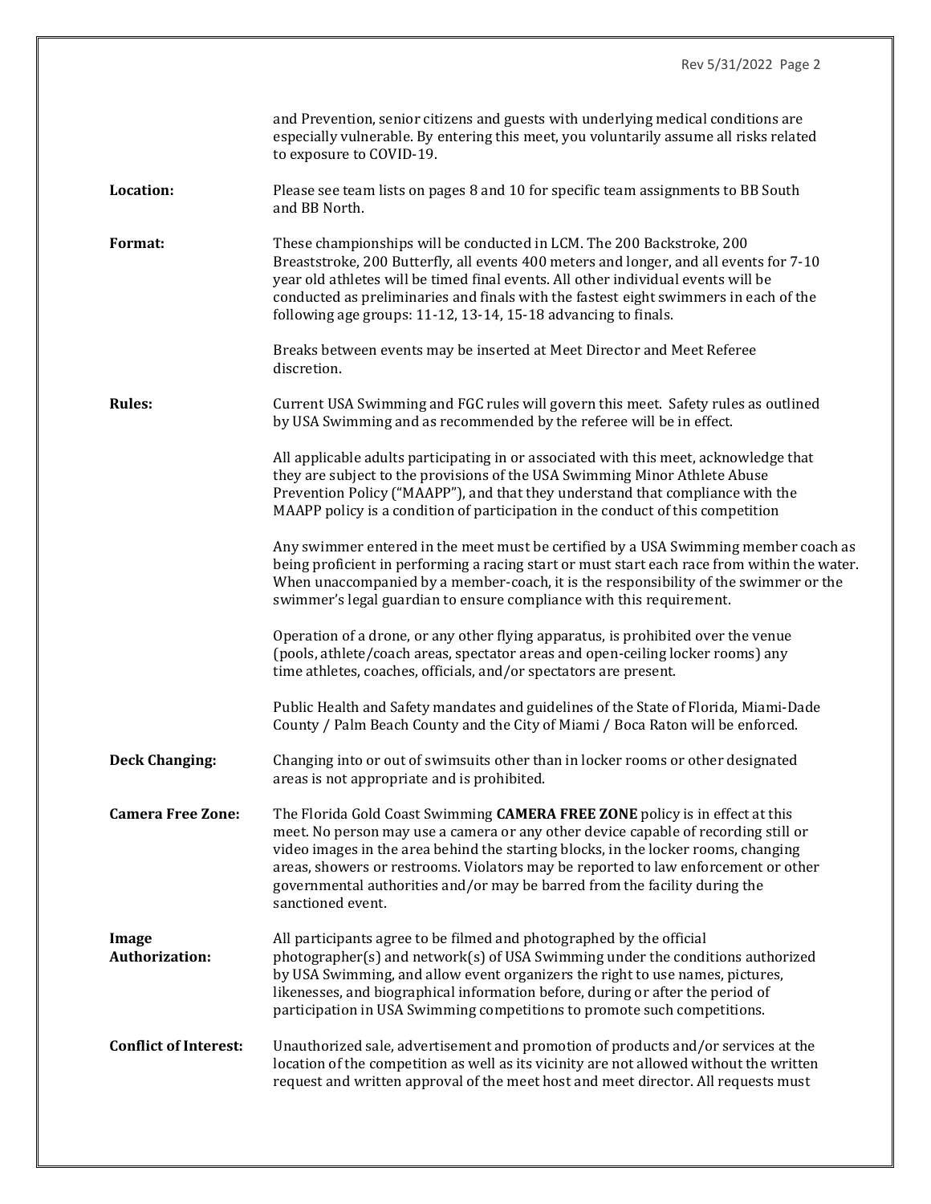and Prevention, senior citizens and guests with underlying medical conditions are especially vulnerable. By entering this meet, you voluntarily assume all risks related to exposure to COVID-19.

**Location:** Please see team lists on pages 8 and 10 for specific team assignments to BB South and BB North.

**Format:** These championships will be conducted in LCM. The 200 Backstroke, 200 Breaststroke, 200 Butterfly, all events 400 meters and longer, and all events for 7-10 year old athletes will be timed final events. All other individual events will be conducted as preliminaries and finals with the fastest eight swimmers in each of the following age groups: 11-12, 13-14, 15-18 advancing to finals.

Breaks between events may be inserted at Meet Director and Meet Referee discretion.

**Rules:** Current USA Swimming and FGC rules will govern this meet. Safety rules as outlined by USA Swimming and as recommended by the referee will be in effect.

All applicable adults participating in or associated with this meet, acknowledge that they are subject to the provisions of the USA Swimming Minor Athlete Abuse Prevention Policy ("MAAPP"), and that they understand that compliance with the MAAPP policy is a condition of participation in the conduct of this competition

Any swimmer entered in the meet must be certified by a USA Swimming member coach as being proficient in performing a racing start or must start each race from within the water. When unaccompanied by a member-coach, it is the responsibility of the swimmer or the swimmer's legal guardian to ensure compliance with this requirement.

Operation of a drone, or any other flying apparatus, is prohibited over the venue (pools, athlete/coach areas, spectator areas and open-ceiling locker rooms) any time athletes, coaches, officials, and/or spectators are present.

Public Health and Safety mandates and guidelines of the State of Florida, Miami-Dade County / Palm Beach County and the City of Miami / Boca Raton will be enforced.

**Deck Changing:** Changing into or out of swimsuits other than in locker rooms or other designated areas is not appropriate and is prohibited.

**Camera Free Zone:** The Florida Gold Coast Swimming **CAMERA FREE ZONE** policy is in effect at this meet. No person may use a camera or any other device capable of recording still or video images in the area behind the starting blocks, in the locker rooms, changing areas, showers or restrooms. Violators may be reported to law enforcement or other governmental authorities and/or may be barred from the facility during the sanctioned event.

**Image Authorization:** All participants agree to be filmed and photographed by the official photographer(s) and network(s) of USA Swimming under the conditions authorized by USA Swimming, and allow event organizers the right to use names, pictures, likenesses, and biographical information before, during or after the period of participation in USA Swimming competitions to promote such competitions.

**Conflict of Interest:** Unauthorized sale, advertisement and promotion of products and/or services at the location of the competition as well as its vicinity are not allowed without the written request and written approval of the meet host and meet director. All requests must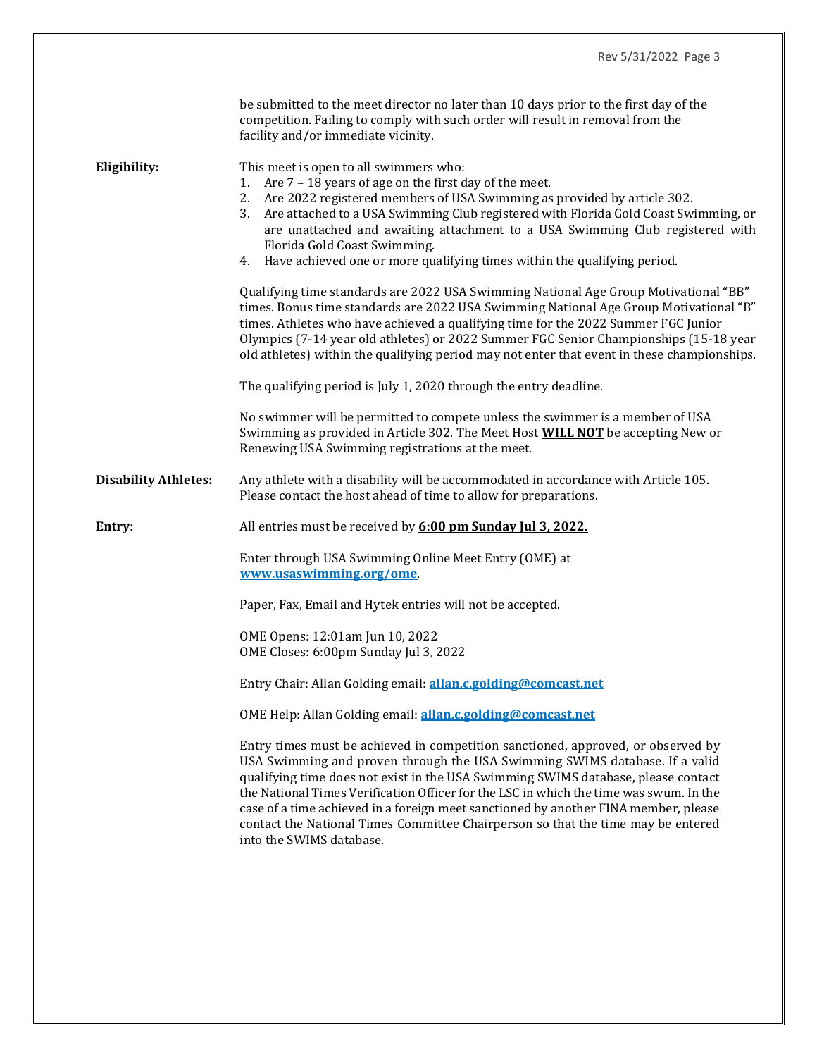be submitted to the meet director no later than 10 days prior to the first day of the competition. Failing to comply with such order will result in removal from the facility and/or immediate vicinity.

**Eligibility:**

This meet is open to all swimmers who:

1. Are 7 – 18 years of age on the first day of the meet.
2. Are 2022 registered members of USA Swimming as provided by article 302.
3. Are attached to a USA Swimming Club registered with Florida Gold Coast Swimming, or are unattached and awaiting attachment to a USA Swimming Club registered with Florida Gold Coast Swimming.
4. Have achieved one or more qualifying times within the qualifying period.

Qualifying time standards are 2022 USA Swimming National Age Group Motivational "BB" times. Bonus time standards are 2022 USA Swimming National Age Group Motivational "B" times. Athletes who have achieved a qualifying time for the 2022 Summer FGC Junior Olympics (7-14 year old athletes) or 2022 Summer FGC Senior Championships (15-18 year old athletes) within the qualifying period may not enter that event in these championships.

The qualifying period is July 1, 2020 through the entry deadline.

No swimmer will be permitted to compete unless the swimmer is a member of USA Swimming as provided in Article 302. The Meet Host **WILL NOT** be accepting New or Renewing USA Swimming registrations at the meet.

**Disability Athletes:**

Any athlete with a disability will be accommodated in accordance with Article 105. Please contact the host ahead of time to allow for preparations.

**Entry:**

All entries must be received by **6:00 pm Sunday Jul 3, 2022.**

Enter through USA Swimming Online Meet Entry (OME) at **www.usaswimming.org/ome**.

Paper, Fax, Email and Hytek entries will not be accepted.

OME Opens: 12:01am Jun 10, 2022
OME Closes: 6:00pm Sunday Jul 3, 2022

Entry Chair: Allan Golding email: **allan.c.golding@comcast.net**

OME Help: Allan Golding email: **allan.c.golding@comcast.net**

Entry times must be achieved in competition sanctioned, approved, or observed by USA Swimming and proven through the USA Swimming SWIMS database. If a valid qualifying time does not exist in the USA Swimming SWIMS database, please contact the National Times Verification Officer for the LSC in which the time was swum. In the case of a time achieved in a foreign meet sanctioned by another FINA member, please contact the National Times Committee Chairperson so that the time may be entered into the SWIMS database.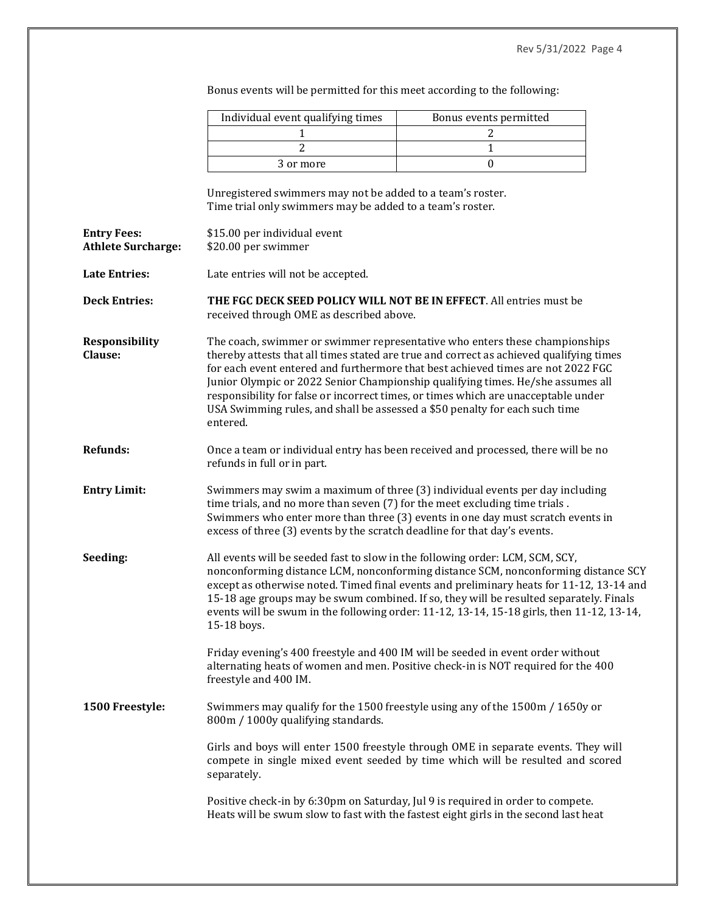Bonus events will be permitted for this meet according to the following:

| Individual event qualifying times | Bonus events permitted |
|---|---|
| 1 | 2 |
| 2 | 1 |
| 3 or more | 0 |

Unregistered swimmers may not be added to a team's roster.
Time trial only swimmers may be added to a team's roster.

**Entry Fees:** $15.00 per individual event
**Athlete Surcharge:** $20.00 per swimmer

**Late Entries:** Late entries will not be accepted.

**Deck Entries:** **THE FGC DECK SEED POLICY WILL NOT BE IN EFFECT**. All entries must be received through OME as described above.

**Responsibility Clause:** The coach, swimmer or swimmer representative who enters these championships thereby attests that all times stated are true and correct as achieved qualifying times for each event entered and furthermore that best achieved times are not 2022 FGC Junior Olympic or 2022 Senior Championship qualifying times. He/she assumes all responsibility for false or incorrect times, or times which are unacceptable under USA Swimming rules, and shall be assessed a $50 penalty for each such time entered.

**Refunds:** Once a team or individual entry has been received and processed, there will be no refunds in full or in part.

**Entry Limit:** Swimmers may swim a maximum of three (3) individual events per day including time trials, and no more than seven (7) for the meet excluding time trials . Swimmers who enter more than three (3) events in one day must scratch events in excess of three (3) events by the scratch deadline for that day's events.

**Seeding:** All events will be seeded fast to slow in the following order: LCM, SCM, SCY, nonconforming distance LCM, nonconforming distance SCM, nonconforming distance SCY except as otherwise noted. Timed final events and preliminary heats for 11-12, 13-14 and 15-18 age groups may be swum combined. If so, they will be resulted separately. Finals events will be swum in the following order: 11-12, 13-14, 15-18 girls, then 11-12, 13-14, 15-18 boys.

Friday evening's 400 freestyle and 400 IM will be seeded in event order without alternating heats of women and men. Positive check-in is NOT required for the 400 freestyle and 400 IM.

**1500 Freestyle:** Swimmers may qualify for the 1500 freestyle using any of the 1500m / 1650y or 800m / 1000y qualifying standards.

Girls and boys will enter 1500 freestyle through OME in separate events. They will compete in single mixed event seeded by time which will be resulted and scored separately.

Positive check-in by 6:30pm on Saturday, Jul 9 is required in order to compete. Heats will be swum slow to fast with the fastest eight girls in the second last heat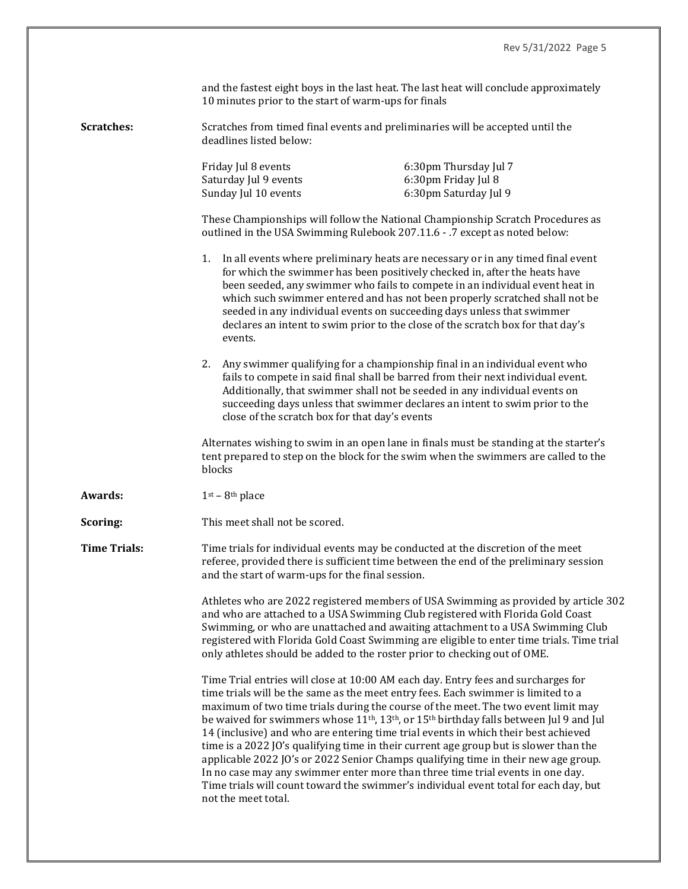and the fastest eight boys in the last heat. The last heat will conclude approximately 10 minutes prior to the start of warm-ups for finals

**Scratches:** Scratches from timed final events and preliminaries will be accepted until the deadlines listed below:

| | |
|---|---|
| Friday Jul 8 events | 6:30pm Thursday Jul 7 |
| Saturday Jul 9 events | 6:30pm Friday Jul 8 |
| Sunday Jul 10 events | 6:30pm Saturday Jul 9 |

These Championships will follow the National Championship Scratch Procedures as outlined in the USA Swimming Rulebook 207.11.6 - .7 except as noted below:

1. In all events where preliminary heats are necessary or in any timed final event for which the swimmer has been positively checked in, after the heats have been seeded, any swimmer who fails to compete in an individual event heat in which such swimmer entered and has not been properly scratched shall not be seeded in any individual events on succeeding days unless that swimmer declares an intent to swim prior to the close of the scratch box for that day's events.

2. Any swimmer qualifying for a championship final in an individual event who fails to compete in said final shall be barred from their next individual event. Additionally, that swimmer shall not be seeded in any individual events on succeeding days unless that swimmer declares an intent to swim prior to the close of the scratch box for that day's events

Alternates wishing to swim in an open lane in finals must be standing at the starter's tent prepared to step on the block for the swim when the swimmers are called to the blocks

**Awards:** 1st – 8th place

**Scoring:** This meet shall not be scored.

**Time Trials:** Time trials for individual events may be conducted at the discretion of the meet referee, provided there is sufficient time between the end of the preliminary session and the start of warm-ups for the final session.

Athletes who are 2022 registered members of USA Swimming as provided by article 302 and who are attached to a USA Swimming Club registered with Florida Gold Coast Swimming, or who are unattached and awaiting attachment to a USA Swimming Club registered with Florida Gold Coast Swimming are eligible to enter time trials. Time trial only athletes should be added to the roster prior to checking out of OME.

Time Trial entries will close at 10:00 AM each day. Entry fees and surcharges for time trials will be the same as the meet entry fees. Each swimmer is limited to a maximum of two time trials during the course of the meet. The two event limit may be waived for swimmers whose 11th, 13th, or 15th birthday falls between Jul 9 and Jul 14 (inclusive) and who are entering time trial events in which their best achieved time is a 2022 JO's qualifying time in their current age group but is slower than the applicable 2022 JO's or 2022 Senior Champs qualifying time in their new age group. In no case may any swimmer enter more than three time trial events in one day. Time trials will count toward the swimmer's individual event total for each day, but not the meet total.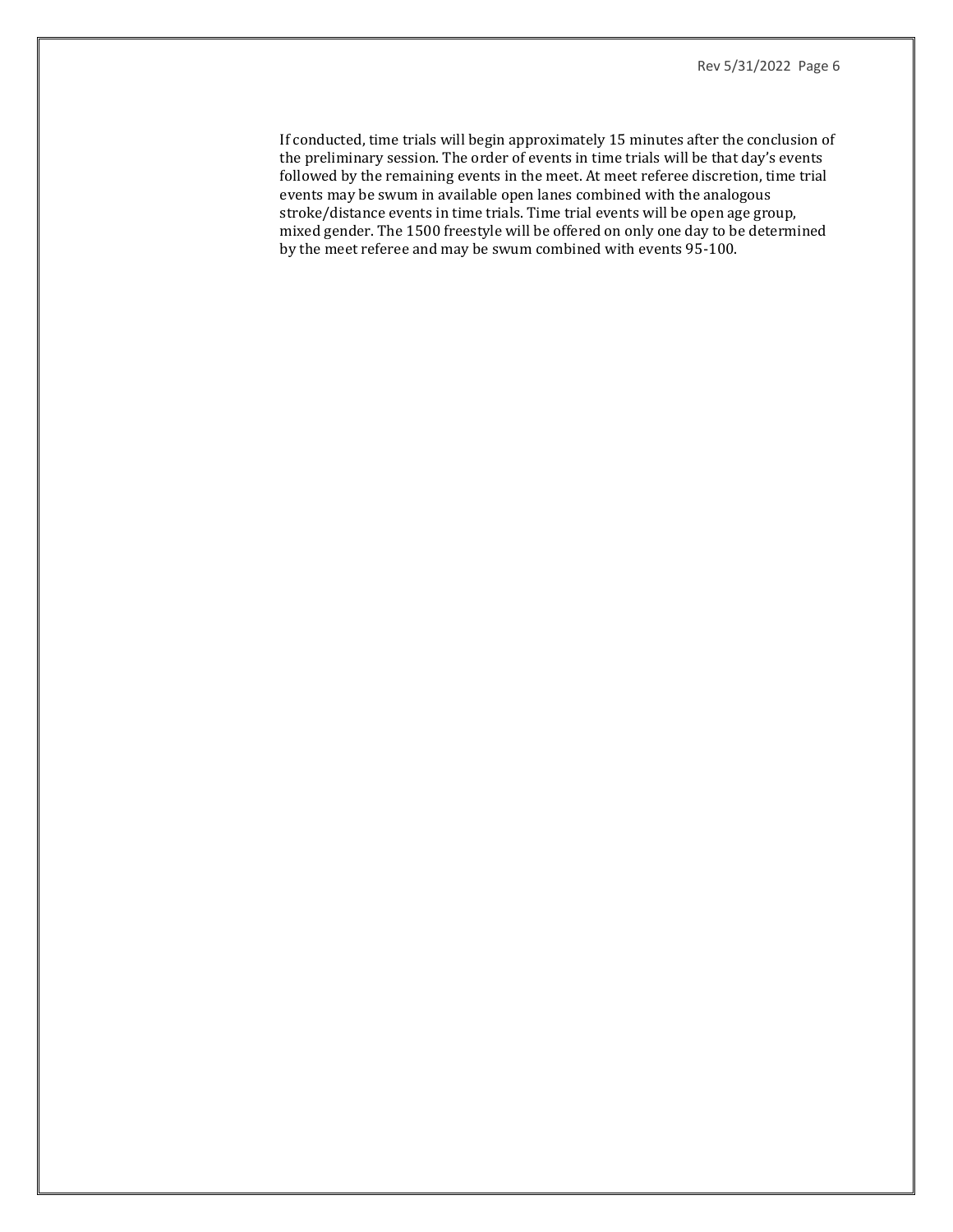If conducted, time trials will begin approximately 15 minutes after the conclusion of the preliminary session. The order of events in time trials will be that day's events followed by the remaining events in the meet. At meet referee discretion, time trial events may be swum in available open lanes combined with the analogous stroke/distance events in time trials. Time trial events will be open age group, mixed gender. The 1500 freestyle will be offered on only one day to be determined by the meet referee and may be swum combined with events 95-100.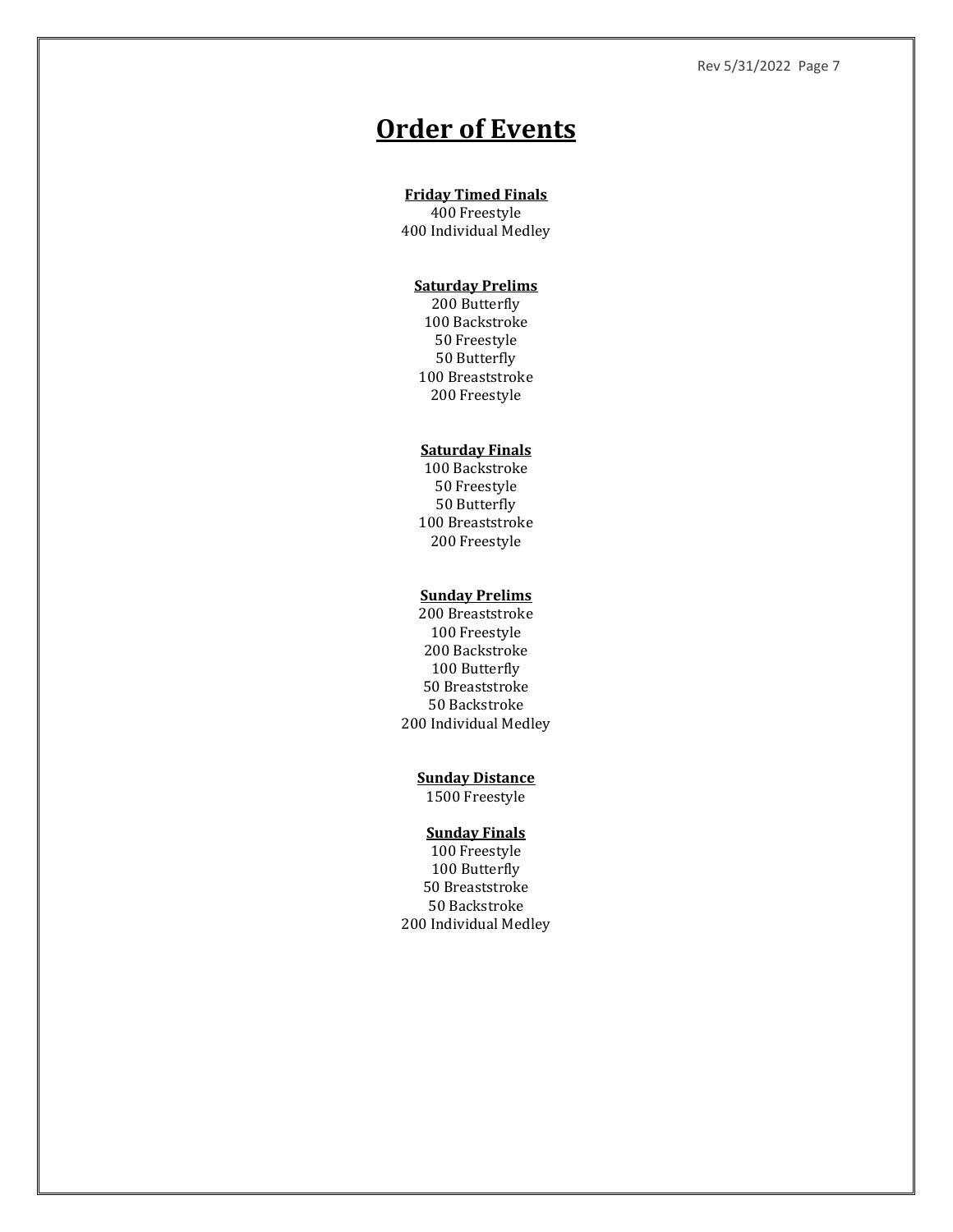# Order of Events

**Friday Timed Finals**

400 Freestyle
400 Individual Medley

**Saturday Prelims**

200 Butterfly
100 Backstroke
50 Freestyle
50 Butterfly
100 Breaststroke
200 Freestyle

**Saturday Finals**

100 Backstroke
50 Freestyle
50 Butterfly
100 Breaststroke
200 Freestyle

**Sunday Prelims**

200 Breaststroke
100 Freestyle
200 Backstroke
100 Butterfly
50 Breaststroke
50 Backstroke
200 Individual Medley

**Sunday Distance**

1500 Freestyle

**Sunday Finals**

100 Freestyle
100 Butterfly
50 Breaststroke
50 Backstroke
200 Individual Medley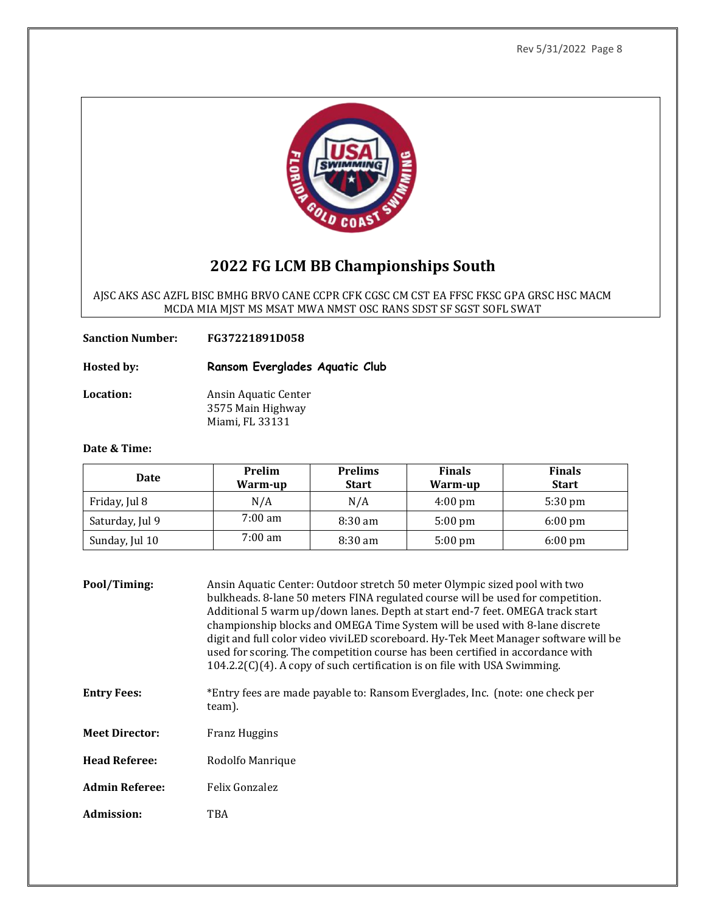# 2022 FG LCM BB Championships South

AJSC AKS ASC AZFL BISC BMHG BRVO CANE CCPR CFK CGSC CM CST EA FFSC FKSC GPA GRSC HSC MACM MCDA MIA MJST MS MSAT MWA NMST OSC RANS SDST SF SGST SOFL SWAT

**Sanction Number:** **FG37221891D058**

**Hosted by:** **Ransom Everglades Aquatic Club**

**Location:** Ansin Aquatic Center
3575 Main Highway
Miami, FL 33131

**Date & Time:**

| Date | Prelim Warm-up | Prelims Start | Finals Warm-up | Finals Start |
|---|---|---|---|---|
| Friday, Jul 8 | N/A | N/A | 4:00 pm | 5:30 pm |
| Saturday, Jul 9 | 7:00 am | 8:30 am | 5:00 pm | 6:00 pm |
| Sunday, Jul 10 | 7:00 am | 8:30 am | 5:00 pm | 6:00 pm |

**Pool/Timing:** Ansin Aquatic Center: Outdoor stretch 50 meter Olympic sized pool with two bulkheads. 8-lane 50 meters FINA regulated course will be used for competition. Additional 5 warm up/down lanes. Depth at start end-7 feet. OMEGA track start championship blocks and OMEGA Time System will be used with 8-lane discrete digit and full color video viviLED scoreboard. Hy-Tek Meet Manager software will be used for scoring. The competition course has been certified in accordance with 104.2.2(C)(4). A copy of such certification is on file with USA Swimming.

**Entry Fees:** *Entry fees are made payable to: Ransom Everglades, Inc. (note: one check per team).

**Meet Director:** Franz Huggins

**Head Referee:** Rodolfo Manrique

**Admin Referee:** Felix Gonzalez

**Admission:** TBA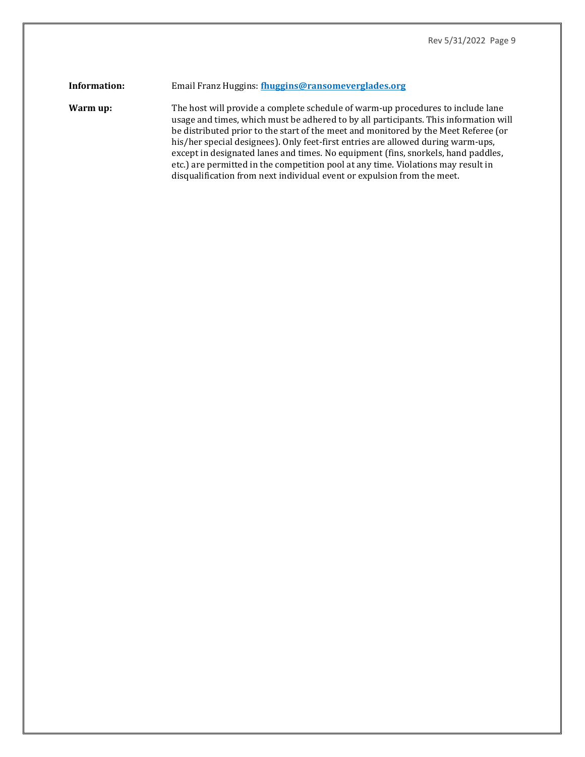**Information:** Email Franz Huggins: **fhuggins@ransomeverglades.org**

**Warm up:** The host will provide a complete schedule of warm-up procedures to include lane usage and times, which must be adhered to by all participants. This information will be distributed prior to the start of the meet and monitored by the Meet Referee (or his/her special designees). Only feet-first entries are allowed during warm-ups, except in designated lanes and times. No equipment (fins, snorkels, hand paddles, etc.) are permitted in the competition pool at any time. Violations may result in disqualification from next individual event or expulsion from the meet.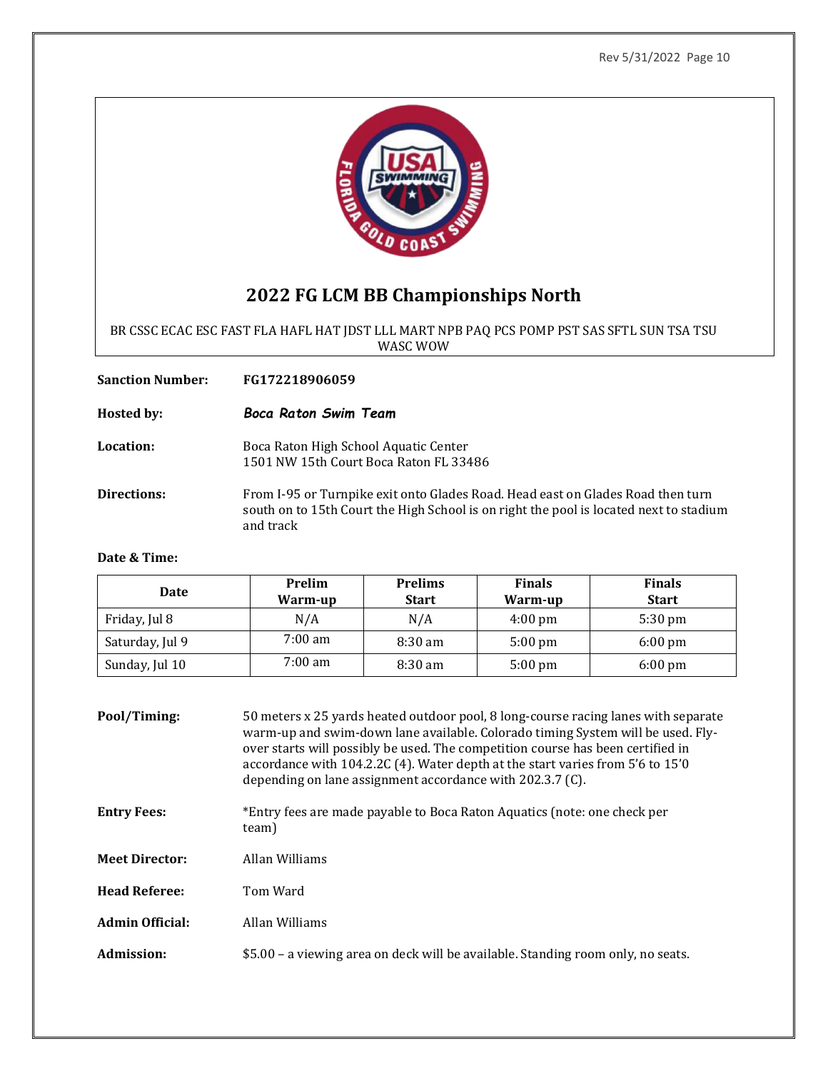# 2022 FG LCM BB Championships North

BR CSSC ECAC ESC FAST FLA HAFL HAT JDST LLL MART NPB PAQ PCS POMP PST SAS SFTL SUN TSA TSU WASC WOW

**Sanction Number:** **FG172218906059**

**Hosted by:** ***Boca Raton Swim Team***

**Location:** Boca Raton High School Aquatic Center
1501 NW 15th Court Boca Raton FL 33486

**Directions:** From I-95 or Turnpike exit onto Glades Road. Head east on Glades Road then turn south on to 15th Court the High School is on right the pool is located next to stadium and track

**Date & Time:**

| Date | Prelim Warm-up | Prelims Start | Finals Warm-up | Finals Start |
|---|---|---|---|---|
| Friday, Jul 8 | N/A | N/A | 4:00 pm | 5:30 pm |
| Saturday, Jul 9 | 7:00 am | 8:30 am | 5:00 pm | 6:00 pm |
| Sunday, Jul 10 | 7:00 am | 8:30 am | 5:00 pm | 6:00 pm |

**Pool/Timing:** 50 meters x 25 yards heated outdoor pool, 8 long-course racing lanes with separate warm-up and swim-down lane available. Colorado timing System will be used. Fly-over starts will possibly be used. The competition course has been certified in accordance with 104.2.2C (4). Water depth at the start varies from 5'6 to 15'0 depending on lane assignment accordance with 202.3.7 (C).

**Entry Fees:** *Entry fees are made payable to Boca Raton Aquatics (note: one check per team)

**Meet Director:** Allan Williams

**Head Referee:** Tom Ward

**Admin Official:** Allan Williams

**Admission:** $5.00 – a viewing area on deck will be available. Standing room only, no seats.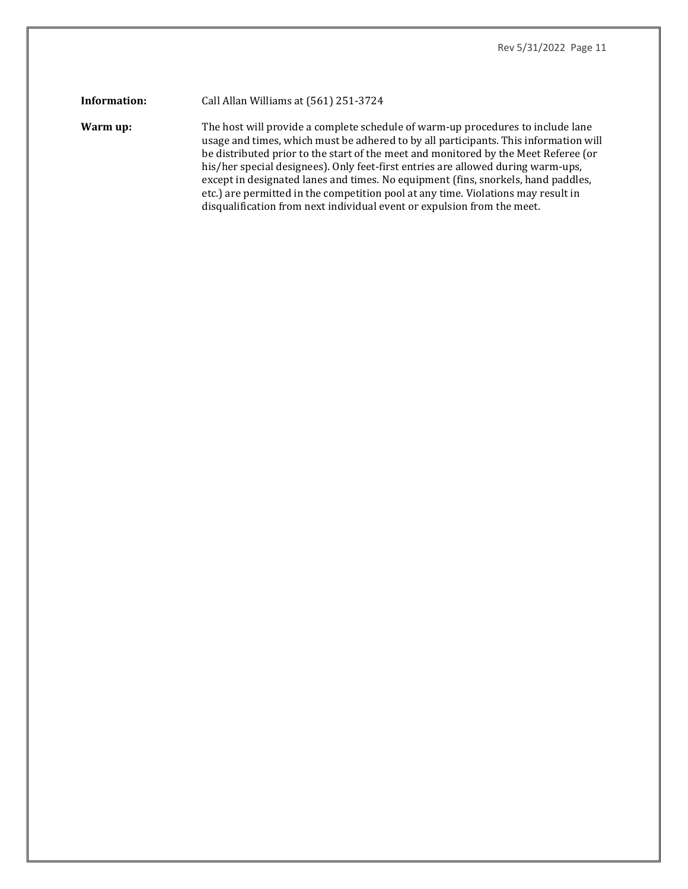**Information:** Call Allan Williams at (561) 251-3724

**Warm up:** The host will provide a complete schedule of warm-up procedures to include lane usage and times, which must be adhered to by all participants. This information will be distributed prior to the start of the meet and monitored by the Meet Referee (or his/her special designees). Only feet-first entries are allowed during warm-ups, except in designated lanes and times. No equipment (fins, snorkels, hand paddles, etc.) are permitted in the competition pool at any time. Violations may result in disqualification from next individual event or expulsion from the meet.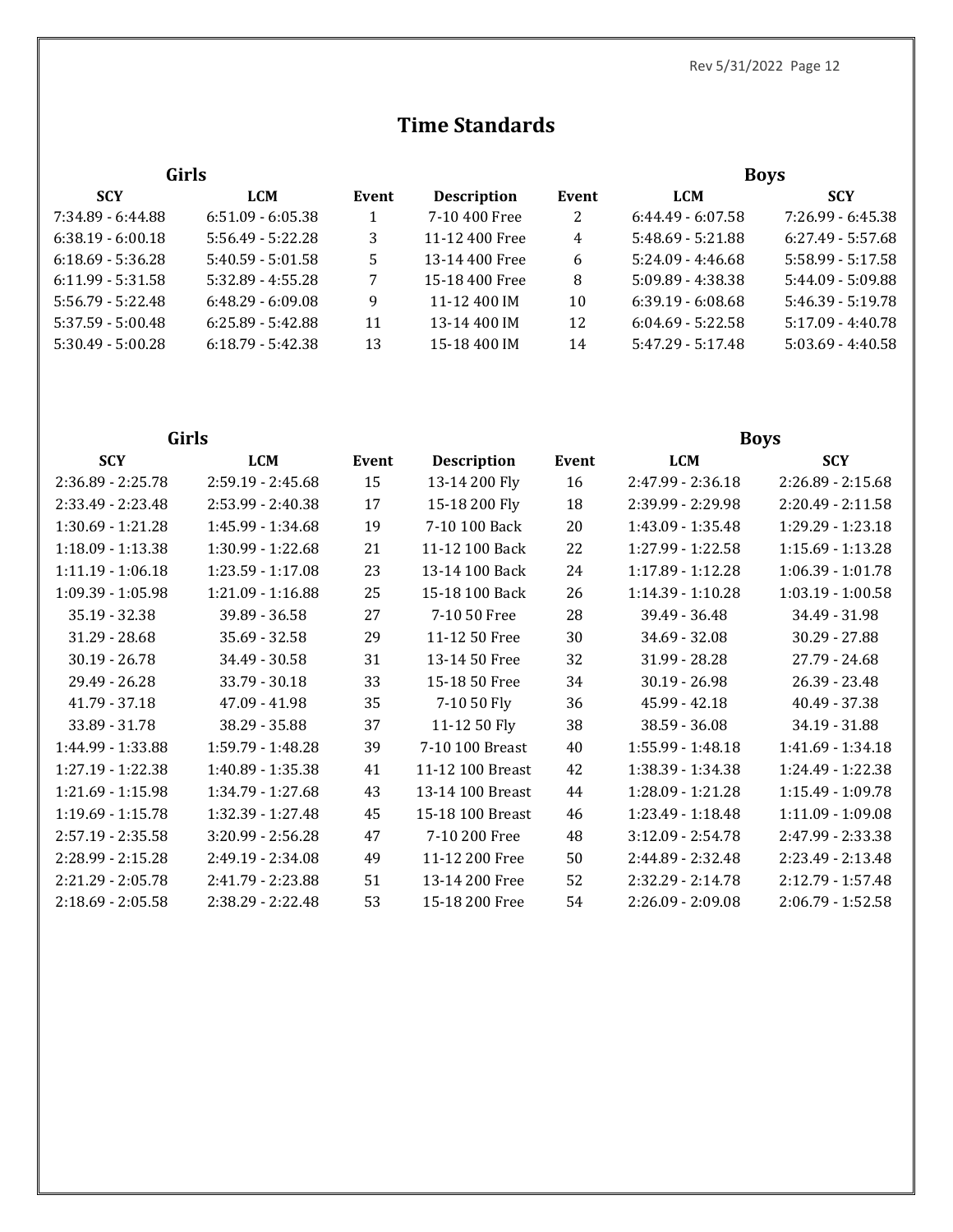# Time Standards

| Girls | | | | | Boys | |
|---|---|---|---|---|---|---|
| **SCY** | **LCM** | **Event** | **Description** | **Event** | **LCM** | **SCY** |
| 7:34.89 - 6:44.88 | 6:51.09 - 6:05.38 | 1 | 7-10 400 Free | 2 | 6:44.49 - 6:07.58 | 7:26.99 - 6:45.38 |
| 6:38.19 - 6:00.18 | 5:56.49 - 5:22.28 | 3 | 11-12 400 Free | 4 | 5:48.69 - 5:21.88 | 6:27.49 - 5:57.68 |
| 6:18.69 - 5:36.28 | 5:40.59 - 5:01.58 | 5 | 13-14 400 Free | 6 | 5:24.09 - 4:46.68 | 5:58.99 - 5:17.58 |
| 6:11.99 - 5:31.58 | 5:32.89 - 4:55.28 | 7 | 15-18 400 Free | 8 | 5:09.89 - 4:38.38 | 5:44.09 - 5:09.88 |
| 5:56.79 - 5:22.48 | 6:48.29 - 6:09.08 | 9 | 11-12 400 IM | 10 | 6:39.19 - 6:08.68 | 5:46.39 - 5:19.78 |
| 5:37.59 - 5:00.48 | 6:25.89 - 5:42.88 | 11 | 13-14 400 IM | 12 | 6:04.69 - 5:22.58 | 5:17.09 - 4:40.78 |
| 5:30.49 - 5:00.28 | 6:18.79 - 5:42.38 | 13 | 15-18 400 IM | 14 | 5:47.29 - 5:17.48 | 5:03.69 - 4:40.58 |

| Girls | | | | | Boys | |
|---|---|---|---|---|---|---|
| **SCY** | **LCM** | **Event** | **Description** | **Event** | **LCM** | **SCY** |
| 2:36.89 - 2:25.78 | 2:59.19 - 2:45.68 | 15 | 13-14 200 Fly | 16 | 2:47.99 - 2:36.18 | 2:26.89 - 2:15.68 |
| 2:33.49 - 2:23.48 | 2:53.99 - 2:40.38 | 17 | 15-18 200 Fly | 18 | 2:39.99 - 2:29.98 | 2:20.49 - 2:11.58 |
| 1:30.69 - 1:21.28 | 1:45.99 - 1:34.68 | 19 | 7-10 100 Back | 20 | 1:43.09 - 1:35.48 | 1:29.29 - 1:23.18 |
| 1:18.09 - 1:13.38 | 1:30.99 - 1:22.68 | 21 | 11-12 100 Back | 22 | 1:27.99 - 1:22.58 | 1:15.69 - 1:13.28 |
| 1:11.19 - 1:06.18 | 1:23.59 - 1:17.08 | 23 | 13-14 100 Back | 24 | 1:17.89 - 1:12.28 | 1:06.39 - 1:01.78 |
| 1:09.39 - 1:05.98 | 1:21.09 - 1:16.88 | 25 | 15-18 100 Back | 26 | 1:14.39 - 1:10.28 | 1:03.19 - 1:00.58 |
| 35.19 - 32.38 | 39.89 - 36.58 | 27 | 7-10 50 Free | 28 | 39.49 - 36.48 | 34.49 - 31.98 |
| 31.29 - 28.68 | 35.69 - 32.58 | 29 | 11-12 50 Free | 30 | 34.69 - 32.08 | 30.29 - 27.88 |
| 30.19 - 26.78 | 34.49 - 30.58 | 31 | 13-14 50 Free | 32 | 31.99 - 28.28 | 27.79 - 24.68 |
| 29.49 - 26.28 | 33.79 - 30.18 | 33 | 15-18 50 Free | 34 | 30.19 - 26.98 | 26.39 - 23.48 |
| 41.79 - 37.18 | 47.09 - 41.98 | 35 | 7-10 50 Fly | 36 | 45.99 - 42.18 | 40.49 - 37.38 |
| 33.89 - 31.78 | 38.29 - 35.88 | 37 | 11-12 50 Fly | 38 | 38.59 - 36.08 | 34.19 - 31.88 |
| 1:44.99 - 1:33.88 | 1:59.79 - 1:48.28 | 39 | 7-10 100 Breast | 40 | 1:55.99 - 1:48.18 | 1:41.69 - 1:34.18 |
| 1:27.19 - 1:22.38 | 1:40.89 - 1:35.38 | 41 | 11-12 100 Breast | 42 | 1:38.39 - 1:34.38 | 1:24.49 - 1:22.38 |
| 1:21.69 - 1:15.98 | 1:34.79 - 1:27.68 | 43 | 13-14 100 Breast | 44 | 1:28.09 - 1:21.28 | 1:15.49 - 1:09.78 |
| 1:19.69 - 1:15.78 | 1:32.39 - 1:27.48 | 45 | 15-18 100 Breast | 46 | 1:23.49 - 1:18.48 | 1:11.09 - 1:09.08 |
| 2:57.19 - 2:35.58 | 3:20.99 - 2:56.28 | 47 | 7-10 200 Free | 48 | 3:12.09 - 2:54.78 | 2:47.99 - 2:33.38 |
| 2:28.99 - 2:15.28 | 2:49.19 - 2:34.08 | 49 | 11-12 200 Free | 50 | 2:44.89 - 2:32.48 | 2:23.49 - 2:13.48 |
| 2:21.29 - 2:05.78 | 2:41.79 - 2:23.88 | 51 | 13-14 200 Free | 52 | 2:32.29 - 2:14.78 | 2:12.79 - 1:57.48 |
| 2:18.69 - 2:05.58 | 2:38.29 - 2:22.48 | 53 | 15-18 200 Free | 54 | 2:26.09 - 2:09.08 | 2:06.79 - 1:52.58 |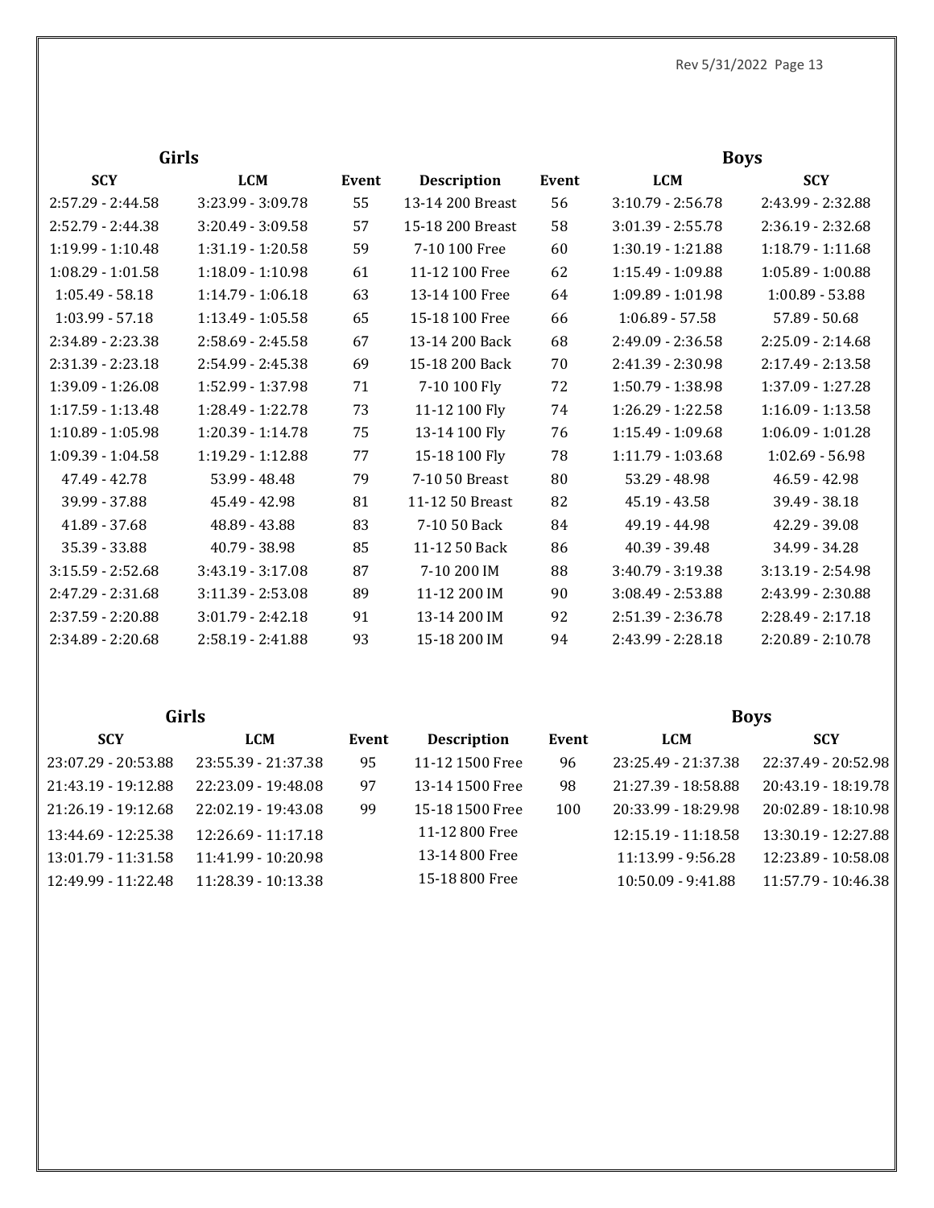| Girls | | | | | Boys | |
|---|---|---|---|---|---|---|
| SCY | LCM | Event | Description | Event | LCM | SCY |
| 2:57.29 - 2:44.58 | 3:23.99 - 3:09.78 | 55 | 13-14 200 Breast | 56 | 3:10.79 - 2:56.78 | 2:43.99 - 2:32.88 |
| 2:52.79 - 2:44.38 | 3:20.49 - 3:09.58 | 57 | 15-18 200 Breast | 58 | 3:01.39 - 2:55.78 | 2:36.19 - 2:32.68 |
| 1:19.99 - 1:10.48 | 1:31.19 - 1:20.58 | 59 | 7-10 100 Free | 60 | 1:30.19 - 1:21.88 | 1:18.79 - 1:11.68 |
| 1:08.29 - 1:01.58 | 1:18.09 - 1:10.98 | 61 | 11-12 100 Free | 62 | 1:15.49 - 1:09.88 | 1:05.89 - 1:00.88 |
| 1:05.49 - 58.18 | 1:14.79 - 1:06.18 | 63 | 13-14 100 Free | 64 | 1:09.89 - 1:01.98 | 1:00.89 - 53.88 |
| 1:03.99 - 57.18 | 1:13.49 - 1:05.58 | 65 | 15-18 100 Free | 66 | 1:06.89 - 57.58 | 57.89 - 50.68 |
| 2:34.89 - 2:23.38 | 2:58.69 - 2:45.58 | 67 | 13-14 200 Back | 68 | 2:49.09 - 2:36.58 | 2:25.09 - 2:14.68 |
| 2:31.39 - 2:23.18 | 2:54.99 - 2:45.38 | 69 | 15-18 200 Back | 70 | 2:41.39 - 2:30.98 | 2:17.49 - 2:13.58 |
| 1:39.09 - 1:26.08 | 1:52.99 - 1:37.98 | 71 | 7-10 100 Fly | 72 | 1:50.79 - 1:38.98 | 1:37.09 - 1:27.28 |
| 1:17.59 - 1:13.48 | 1:28.49 - 1:22.78 | 73 | 11-12 100 Fly | 74 | 1:26.29 - 1:22.58 | 1:16.09 - 1:13.58 |
| 1:10.89 - 1:05.98 | 1:20.39 - 1:14.78 | 75 | 13-14 100 Fly | 76 | 1:15.49 - 1:09.68 | 1:06.09 - 1:01.28 |
| 1:09.39 - 1:04.58 | 1:19.29 - 1:12.88 | 77 | 15-18 100 Fly | 78 | 1:11.79 - 1:03.68 | 1:02.69 - 56.98 |
| 47.49 - 42.78 | 53.99 - 48.48 | 79 | 7-10 50 Breast | 80 | 53.29 - 48.98 | 46.59 - 42.98 |
| 39.99 - 37.88 | 45.49 - 42.98 | 81 | 11-12 50 Breast | 82 | 45.19 - 43.58 | 39.49 - 38.18 |
| 41.89 - 37.68 | 48.89 - 43.88 | 83 | 7-10 50 Back | 84 | 49.19 - 44.98 | 42.29 - 39.08 |
| 35.39 - 33.88 | 40.79 - 38.98 | 85 | 11-12 50 Back | 86 | 40.39 - 39.48 | 34.99 - 34.28 |
| 3:15.59 - 2:52.68 | 3:43.19 - 3:17.08 | 87 | 7-10 200 IM | 88 | 3:40.79 - 3:19.38 | 3:13.19 - 2:54.98 |
| 2:47.29 - 2:31.68 | 3:11.39 - 2:53.08 | 89 | 11-12 200 IM | 90 | 3:08.49 - 2:53.88 | 2:43.99 - 2:30.88 |
| 2:37.59 - 2:20.88 | 3:01.79 - 2:42.18 | 91 | 13-14 200 IM | 92 | 2:51.39 - 2:36.78 | 2:28.49 - 2:17.18 |
| 2:34.89 - 2:20.68 | 2:58.19 - 2:41.88 | 93 | 15-18 200 IM | 94 | 2:43.99 - 2:28.18 | 2:20.89 - 2:10.78 |

| Girls | | | | | Boys | |
|---|---|---|---|---|---|---|
| SCY | LCM | Event | Description | Event | LCM | SCY |
| 23:07.29 - 20:53.88 | 23:55.39 - 21:37.38 | 95 | 11-12 1500 Free | 96 | 23:25.49 - 21:37.38 | 22:37.49 - 20:52.98 |
| 21:43.19 - 19:12.88 | 22:23.09 - 19:48.08 | 97 | 13-14 1500 Free | 98 | 21:27.39 - 18:58.88 | 20:43.19 - 18:19.78 |
| 21:26.19 - 19:12.68 | 22:02.19 - 19:43.08 | 99 | 15-18 1500 Free | 100 | 20:33.99 - 18:29.98 | 20:02.89 - 18:10.98 |
| 13:44.69 - 12:25.38 | 12:26.69 - 11:17.18 | | 11-12 800 Free | | 12:15.19 - 11:18.58 | 13:30.19 - 12:27.88 |
| 13:01.79 - 11:31.58 | 11:41.99 - 10:20.98 | | 13-14 800 Free | | 11:13.99 - 9:56.28 | 12:23.89 - 10:58.08 |
| 12:49.99 - 11:22.48 | 11:28.39 - 10:13.38 | | 15-18 800 Free | | 10:50.09 - 9:41.88 | 11:57.79 - 10:46.38 |